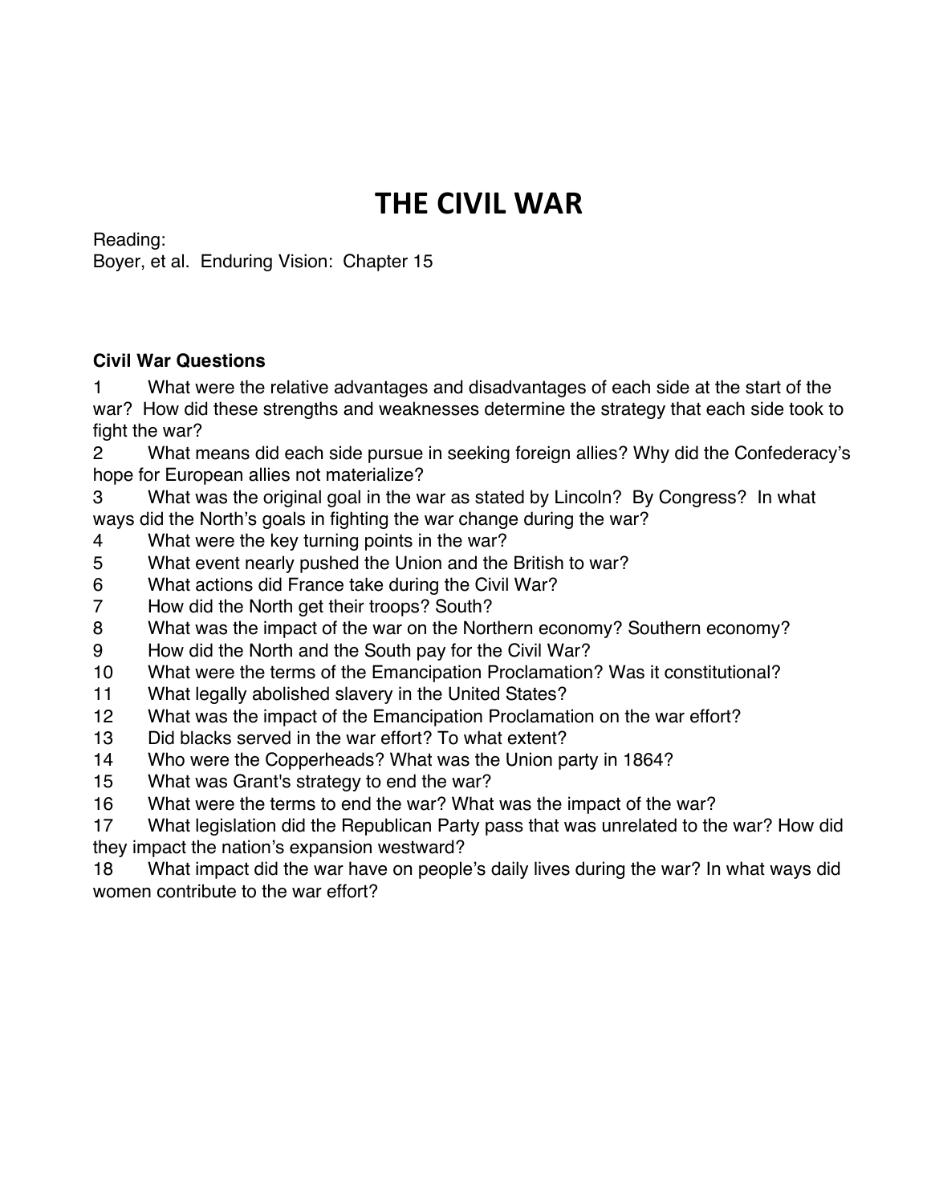# THE CIVIL WAR

Reading:
Boyer, et al. Enduring Vision: Chapter 15

**Civil War Questions**

1. What were the relative advantages and disadvantages of each side at the start of the war? How did these strengths and weaknesses determine the strategy that each side took to fight the war?
2. What means did each side pursue in seeking foreign allies? Why did the Confederacy's hope for European allies not materialize?
3. What was the original goal in the war as stated by Lincoln? By Congress? In what ways did the North's goals in fighting the war change during the war?
4. What were the key turning points in the war?
5. What event nearly pushed the Union and the British to war?
6. What actions did France take during the Civil War?
7. How did the North get their troops? South?
8. What was the impact of the war on the Northern economy? Southern economy?
9. How did the North and the South pay for the Civil War?
10. What were the terms of the Emancipation Proclamation? Was it constitutional?
11. What legally abolished slavery in the United States?
12. What was the impact of the Emancipation Proclamation on the war effort?
13. Did blacks served in the war effort? To what extent?
14. Who were the Copperheads? What was the Union party in 1864?
15. What was Grant's strategy to end the war?
16. What were the terms to end the war? What was the impact of the war?
17. What legislation did the Republican Party pass that was unrelated to the war? How did they impact the nation's expansion westward?
18. What impact did the war have on people's daily lives during the war? In what ways did women contribute to the war effort?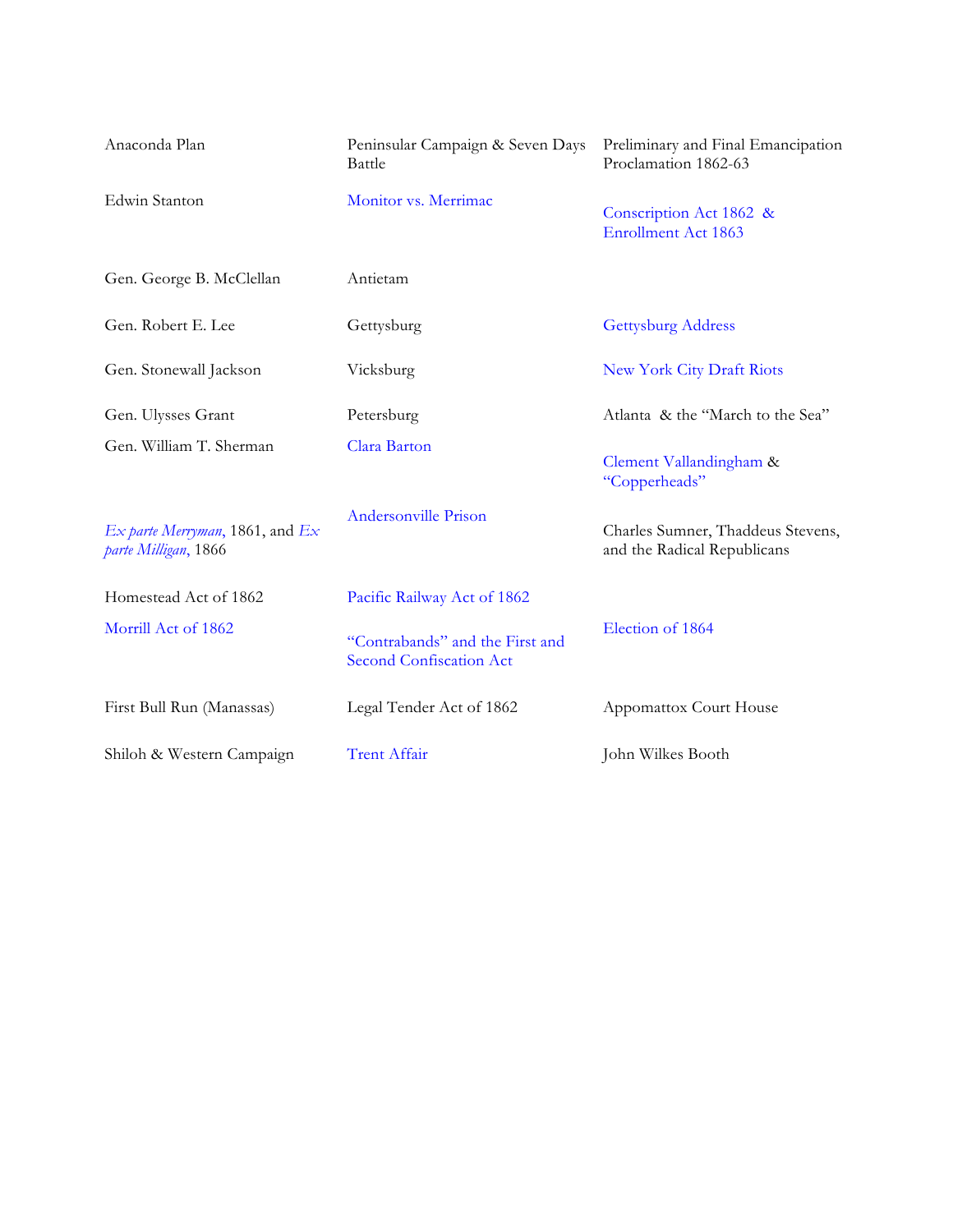| | | |
|---|---|---|
| Anaconda Plan | Peninsular Campaign & Seven Days Battle | Preliminary and Final Emancipation Proclamation 1862-63 |
| Edwin Stanton | Monitor vs. Merrimac | Conscription Act 1862 & Enrollment Act 1863 |
| Gen. George B. McClellan | Antietam | |
| Gen. Robert E. Lee | Gettysburg | Gettysburg Address |
| Gen. Stonewall Jackson | Vicksburg | New York City Draft Riots |
| Gen. Ulysses Grant | Petersburg | Atlanta & the "March to the Sea" |
| Gen. William T. Sherman | Clara Barton | Clement Vallandingham & "Copperheads" |
| *Ex parte Merryman*, 1861, and *Ex parte Milligan*, 1866 | Andersonville Prison | Charles Sumner, Thaddeus Stevens, and the Radical Republicans |
| Homestead Act of 1862 | Pacific Railway Act of 1862 | |
| Morrill Act of 1862 | "Contrabands" and the First and Second Confiscation Act | Election of 1864 |
| First Bull Run (Manassas) | Legal Tender Act of 1862 | Appomattox Court House |
| Shiloh & Western Campaign | Trent Affair | John Wilkes Booth |